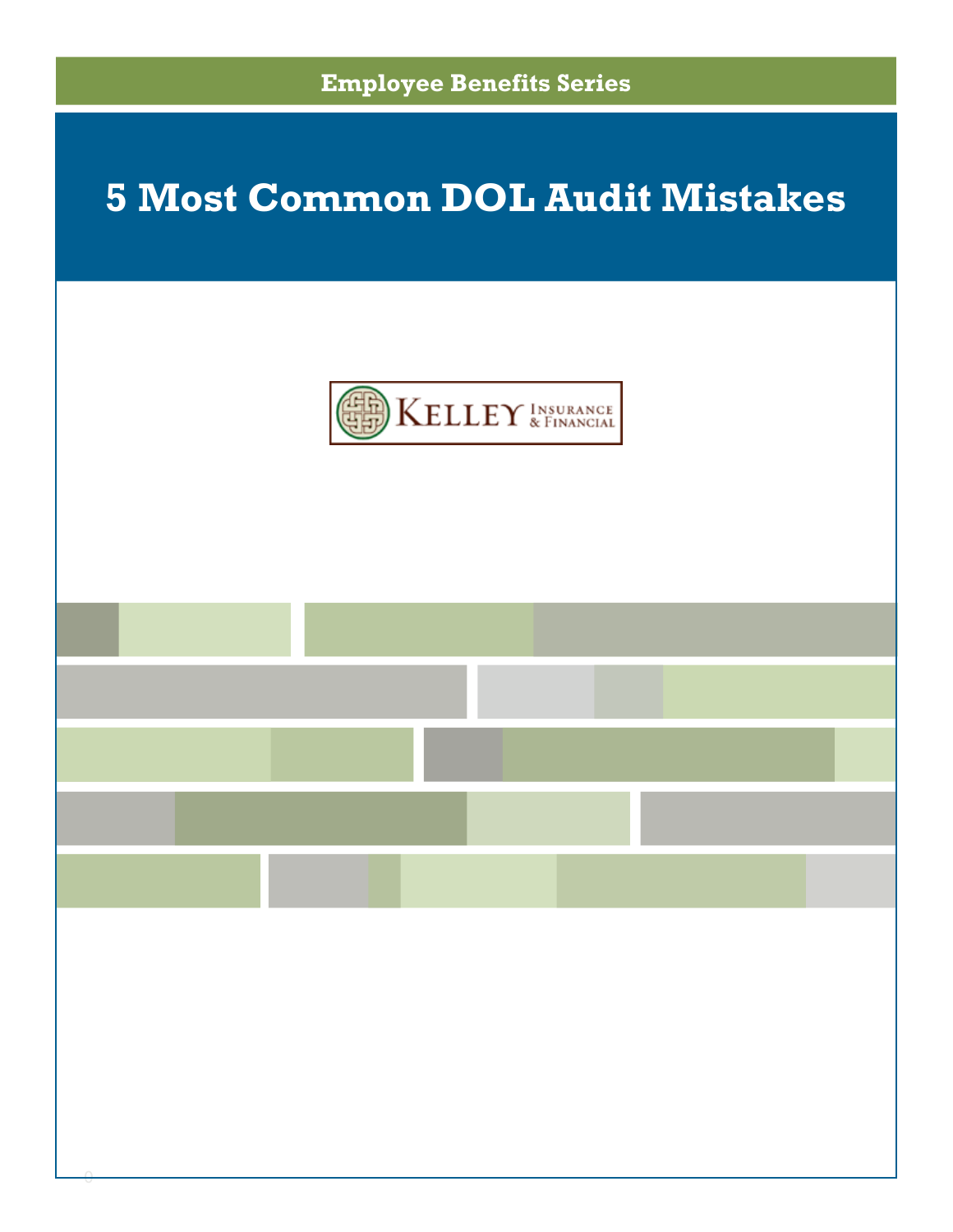Employee Benefits Series

# 5 Most Common DOL Audit Mistakes

KELLEY INSURANCE & FINANCIAL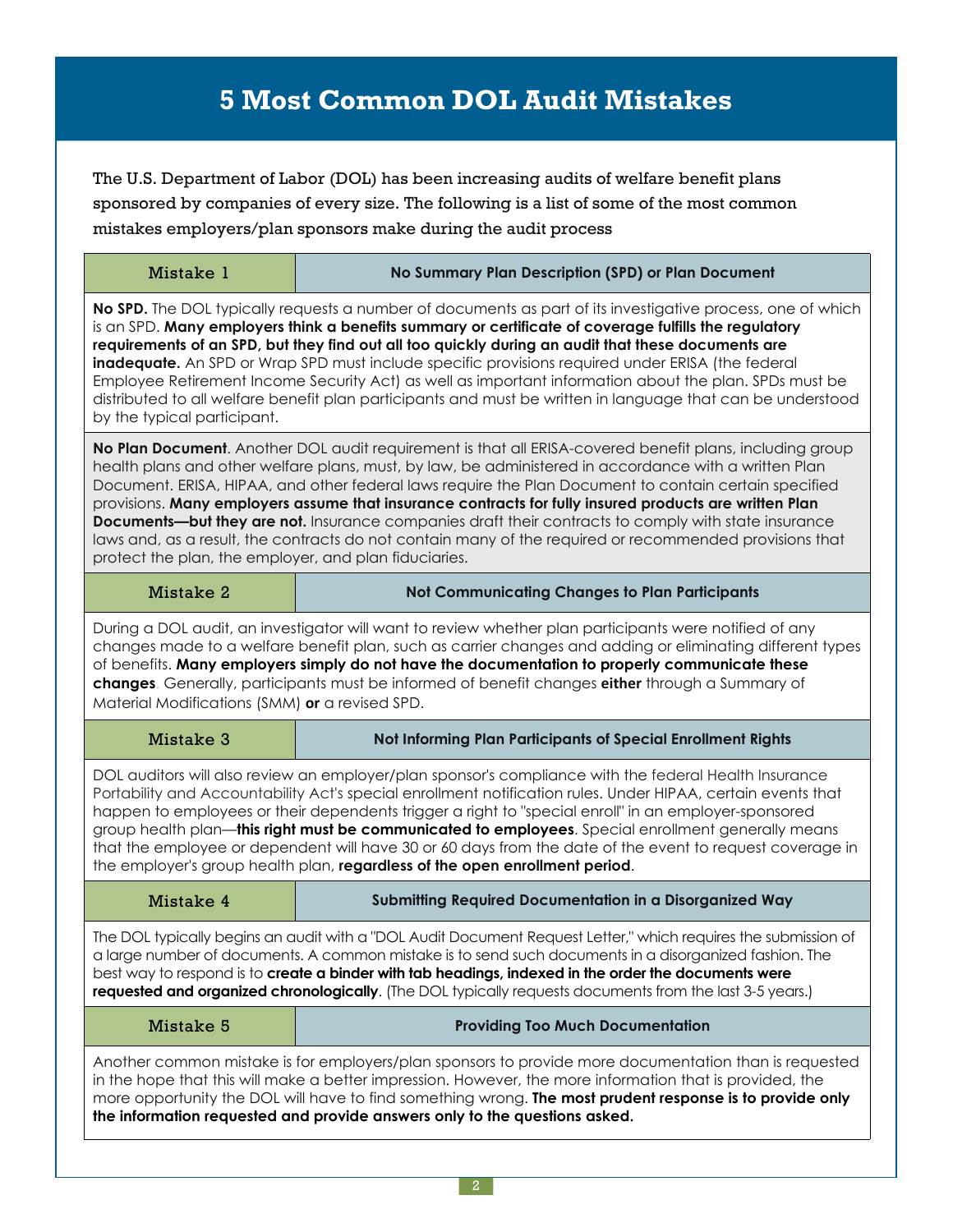# 5 Most Common DOL Audit Mistakes

The U.S. Department of Labor (DOL) has been increasing audits of welfare benefit plans sponsored by companies of every size. The following is a list of some of the most common mistakes employers/plan sponsors make during the audit process

## Mistake 1 — No Summary Plan Description (SPD) or Plan Document

**No SPD.** The DOL typically requests a number of documents as part of its investigative process, one of which is an SPD. **Many employers think a benefits summary or certificate of coverage fulfills the regulatory requirements of an SPD, but they find out all too quickly during an audit that these documents are inadequate.** An SPD or Wrap SPD must include specific provisions required under ERISA (the federal Employee Retirement Income Security Act) as well as important information about the plan. SPDs must be distributed to all welfare benefit plan participants and must be written in language that can be understood by the typical participant.

**No Plan Document**. Another DOL audit requirement is that all ERISA-covered benefit plans, including group health plans and other welfare plans, must, by law, be administered in accordance with a written Plan Document. ERISA, HIPAA, and other federal laws require the Plan Document to contain certain specified provisions. **Many employers assume that insurance contracts for fully insured products are written Plan Documents—but they are not.** Insurance companies draft their contracts to comply with state insurance laws and, as a result, the contracts do not contain many of the required or recommended provisions that protect the plan, the employer, and plan fiduciaries.

## Mistake 2 — Not Communicating Changes to Plan Participants

During a DOL audit, an investigator will want to review whether plan participants were notified of any changes made to a welfare benefit plan, such as carrier changes and adding or eliminating different types of benefits. **Many employers simply do not have the documentation to properly communicate these changes**. Generally, participants must be informed of benefit changes **either** through a Summary of Material Modifications (SMM) **or** a revised SPD.

## Mistake 3 — Not Informing Plan Participants of Special Enrollment Rights

DOL auditors will also review an employer/plan sponsor's compliance with the federal Health Insurance Portability and Accountability Act's special enrollment notification rules. Under HIPAA, certain events that happen to employees or their dependents trigger a right to "special enroll" in an employer-sponsored group health plan—**this right must be communicated to employees**. Special enrollment generally means that the employee or dependent will have 30 or 60 days from the date of the event to request coverage in the employer's group health plan, **regardless of the open enrollment period**.

## Mistake 4 — Submitting Required Documentation in a Disorganized Way

The DOL typically begins an audit with a "DOL Audit Document Request Letter," which requires the submission of a large number of documents. A common mistake is to send such documents in a disorganized fashion. The best way to respond is to **create a binder with tab headings, indexed in the order the documents were requested and organized chronologically**. (The DOL typically requests documents from the last 3-5 years.)

## Mistake 5 — Providing Too Much Documentation

Another common mistake is for employers/plan sponsors to provide more documentation than is requested in the hope that this will make a better impression. However, the more information that is provided, the more opportunity the DOL will have to find something wrong. **The most prudent response is to provide only the information requested and provide answers only to the questions asked.**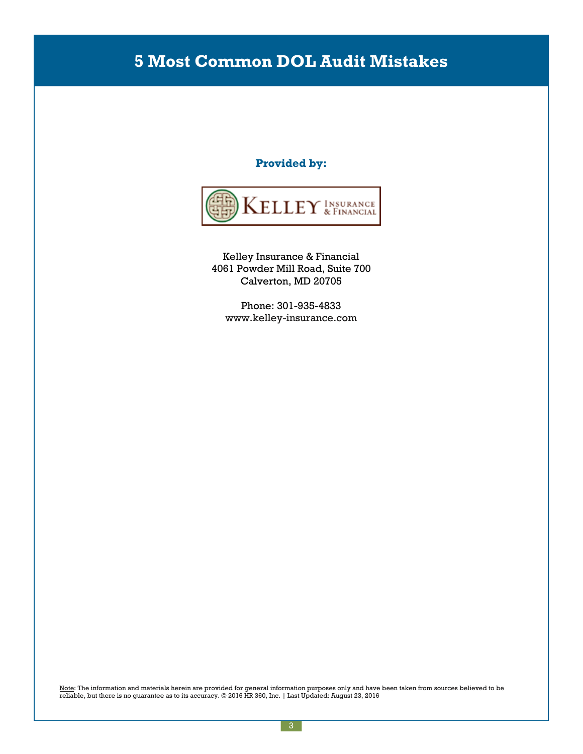# 5 Most Common DOL Audit Mistakes

**Provided by:**

Kelley Insurance & Financial
4061 Powder Mill Road, Suite 700
Calverton, MD 20705

Phone: 301-935-4833
www.kelley-insurance.com

Note: The information and materials herein are provided for general information purposes only and have been taken from sources believed to be reliable, but there is no guarantee as to its accuracy. © 2016 HR 360, Inc. | Last Updated: August 23, 2016